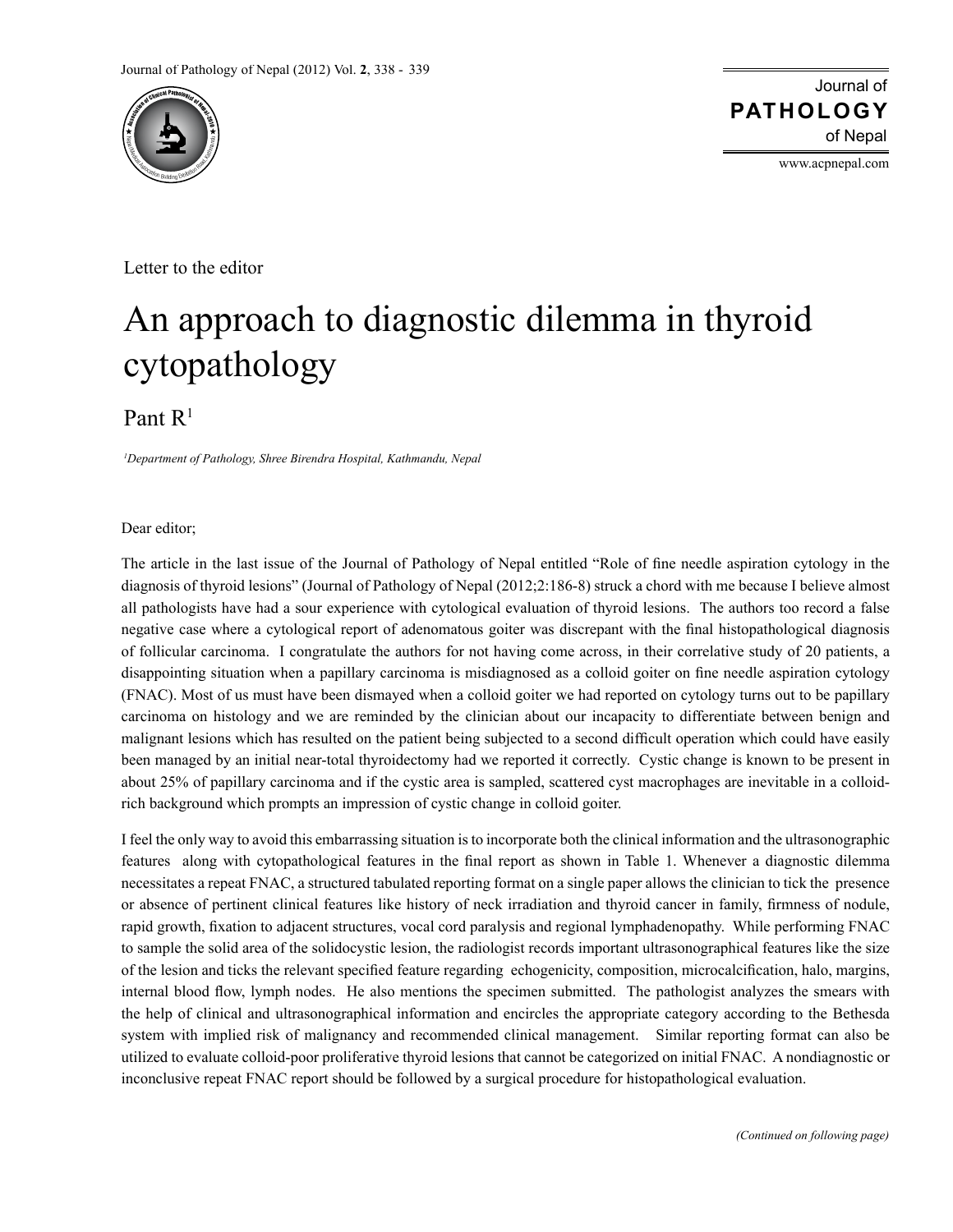Letter to the editor

# An approach to diagnostic dilemma in thyroid cytopathology

Pant R[1]

*[1]Department of Pathology, Shree Birendra Hospital, Kathmandu, Nepal*

Dear editor;

The article in the last issue of the Journal of Pathology of Nepal entitled "Role of fine needle aspiration cytology in the diagnosis of thyroid lesions" (Journal of Pathology of Nepal (2012;2:186-8) struck a chord with me because I believe almost all pathologists have had a sour experience with cytological evaluation of thyroid lesions. The authors too record a false negative case where a cytological report of adenomatous goiter was discrepant with the final histopathological diagnosis of follicular carcinoma. I congratulate the authors for not having come across, in their correlative study of 20 patients, a disappointing situation when a papillary carcinoma is misdiagnosed as a colloid goiter on fine needle aspiration cytology (FNAC). Most of us must have been dismayed when a colloid goiter we had reported on cytology turns out to be papillary carcinoma on histology and we are reminded by the clinician about our incapacity to differentiate between benign and malignant lesions which has resulted on the patient being subjected to a second difficult operation which could have easily been managed by an initial near-total thyroidectomy had we reported it correctly. Cystic change is known to be present in about 25% of papillary carcinoma and if the cystic area is sampled, scattered cyst macrophages are inevitable in a colloid-rich background which prompts an impression of cystic change in colloid goiter.

I feel the only way to avoid this embarrassing situation is to incorporate both the clinical information and the ultrasonographic features along with cytopathological features in the final report as shown in Table 1. Whenever a diagnostic dilemma necessitates a repeat FNAC, a structured tabulated reporting format on a single paper allows the clinician to tick the presence or absence of pertinent clinical features like history of neck irradiation and thyroid cancer in family, firmness of nodule, rapid growth, fixation to adjacent structures, vocal cord paralysis and regional lymphadenopathy. While performing FNAC to sample the solid area of the solidocystic lesion, the radiologist records important ultrasonographical features like the size of the lesion and ticks the relevant specified feature regarding echogenicity, composition, microcalcification, halo, margins, internal blood flow, lymph nodes. He also mentions the specimen submitted. The pathologist analyzes the smears with the help of clinical and ultrasonographical information and encircles the appropriate category according to the Bethesda system with implied risk of malignancy and recommended clinical management. Similar reporting format can also be utilized to evaluate colloid-poor proliferative thyroid lesions that cannot be categorized on initial FNAC. A nondiagnostic or inconclusive repeat FNAC report should be followed by a surgical procedure for histopathological evaluation.

*(Continued on following page)*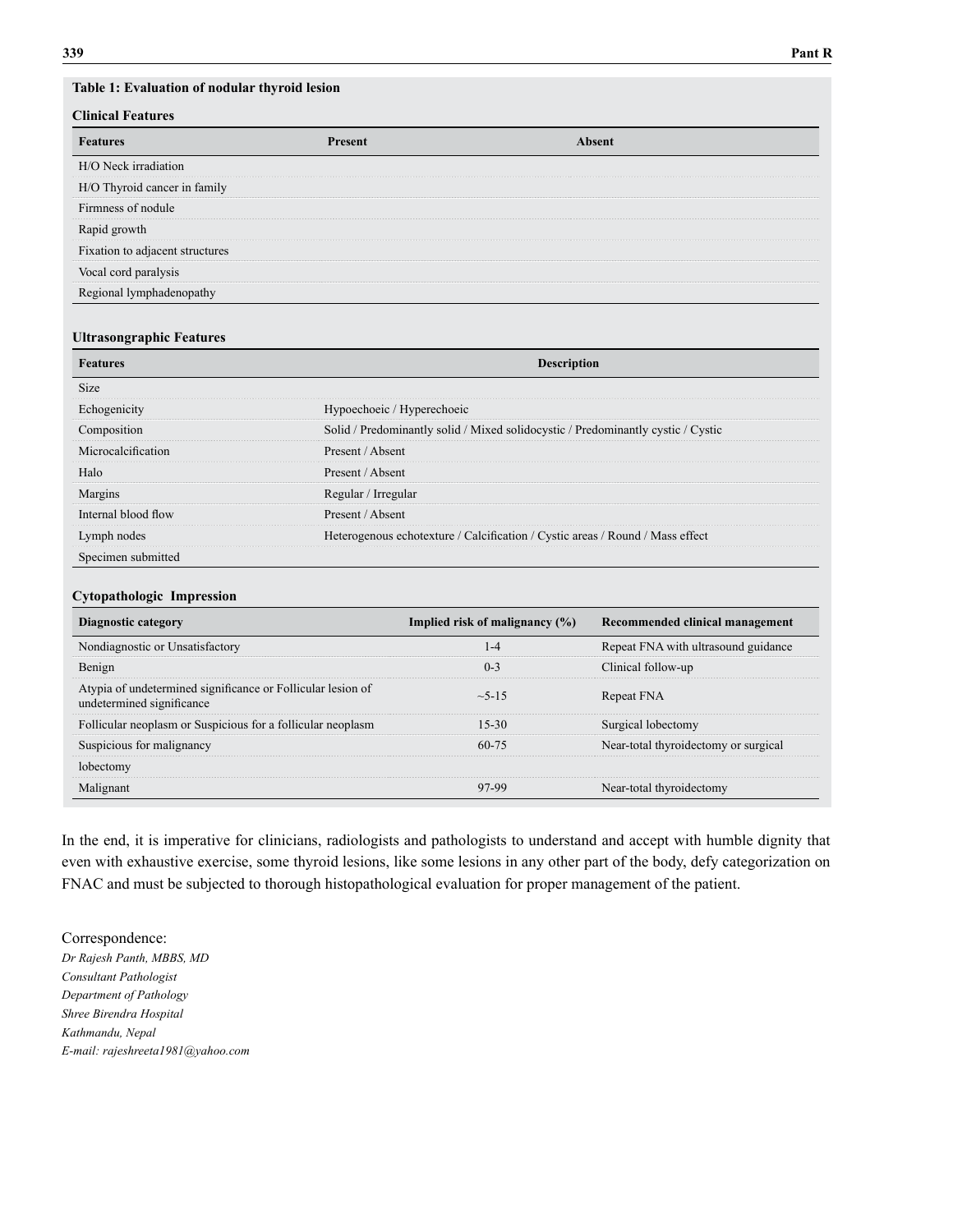**Table 1: Evaluation of nodular thyroid lesion**

**Clinical Features**

| Features | Present | Absent |
|---|---|---|
| H/O Neck irradiation | | |
| H/O Thyroid cancer in family | | |
| Firmness of nodule | | |
| Rapid growth | | |
| Fixation to adjacent structures | | |
| Vocal cord paralysis | | |
| Regional lymphadenopathy | | |

**Ultrasongraphic Features**

| Features | Description |
|---|---|
| Size | |
| Echogenicity | Hypoechoeic / Hyperechoeic |
| Composition | Solid / Predominantly solid / Mixed solidocystic / Predominantly cystic / Cystic |
| Microcalcification | Present / Absent |
| Halo | Present / Absent |
| Margins | Regular / Irregular |
| Internal blood flow | Present / Absent |
| Lymph nodes | Heterogenous echotexture / Calcification / Cystic areas / Round / Mass effect |
| Specimen submitted | |

**Cytopathologic Impression**

| Diagnostic category | Implied risk of malignancy (%) | Recommended clinical management |
|---|---|---|
| Nondiagnostic or Unsatisfactory | 1-4 | Repeat FNA with ultrasound guidance |
| Benign | 0-3 | Clinical follow-up |
| Atypia of undetermined significance or Follicular lesion of undetermined significance | ~5-15 | Repeat FNA |
| Follicular neoplasm or Suspicious for a follicular neoplasm | 15-30 | Surgical lobectomy |
| Suspicious for malignancy | 60-75 | Near-total thyroidectomy or surgical lobectomy |
| Malignant | 97-99 | Near-total thyroidectomy |

In the end, it is imperative for clinicians, radiologists and pathologists to understand and accept with humble dignity that even with exhaustive exercise, some thyroid lesions, like some lesions in any other part of the body, defy categorization on FNAC and must be subjected to thorough histopathological evaluation for proper management of the patient.

Correspondence:
*Dr Rajesh Panth, MBBS, MD*
*Consultant Pathologist*
*Department of Pathology*
*Shree Birendra Hospital*
*Kathmandu, Nepal*
*E-mail: rajeshreeta1981@yahoo.com*